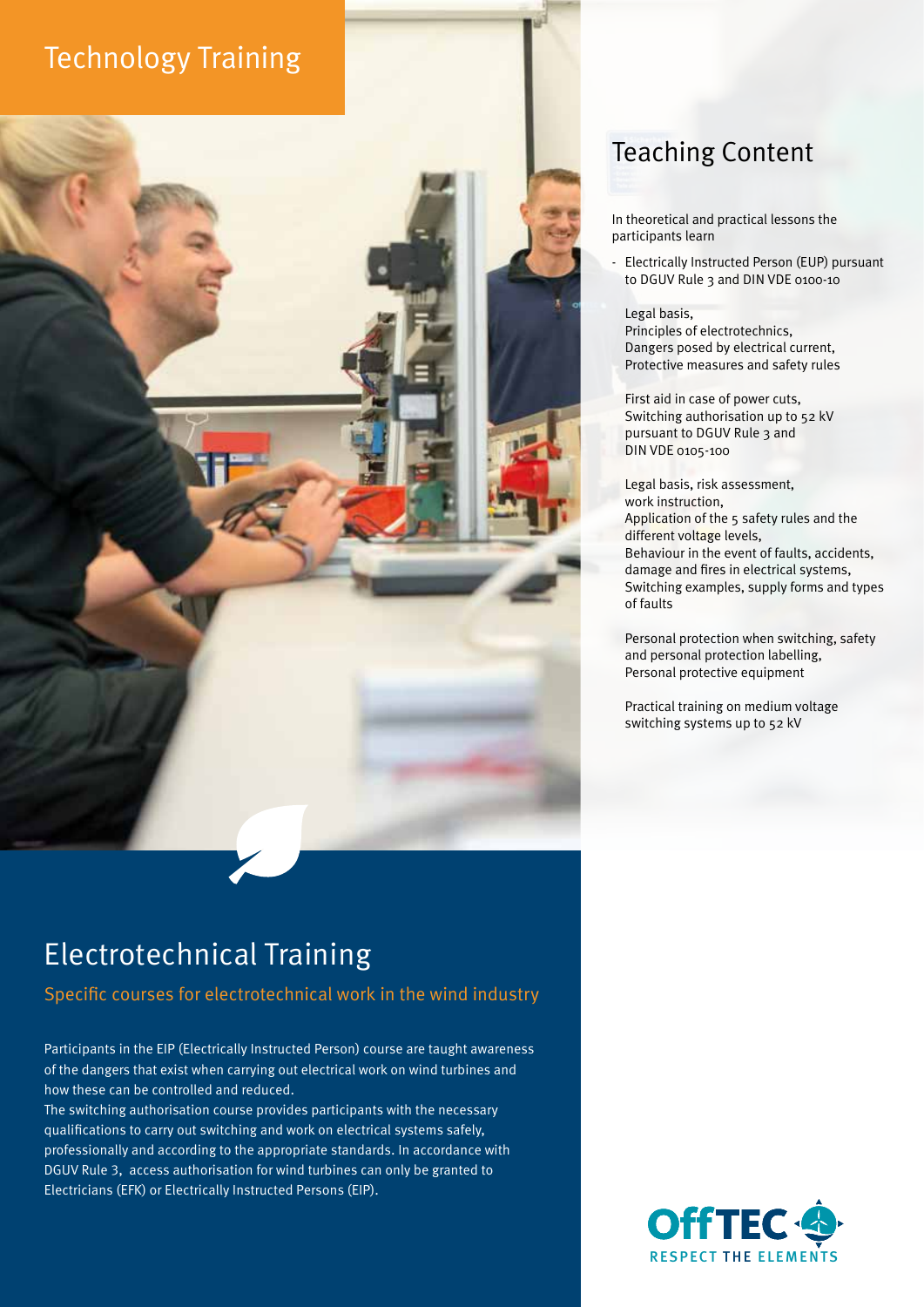# Technology Training

## Teaching Content

In theoretical and practical lessons the participants learn

- Electrically Instructed Person (EUP) pursuant to DGUV Rule 3 and DIN VDE 0100-10

  Legal basis,
  Principles of electrotechnics,
  Dangers posed by electrical current,
  Protective measures and safety rules

  First aid in case of power cuts,
  Switching authorisation up to 52 kV pursuant to DGUV Rule 3 and DIN VDE 0105-100

  Legal basis, risk assessment, work instruction,
  Application of the 5 safety rules and the different voltage levels,
  Behaviour in the event of faults, accidents, damage and fires in electrical systems,
  Switching examples, supply forms and types of faults

  Personal protection when switching, safety and personal protection labelling,
  Personal protective equipment

  Practical training on medium voltage switching systems up to 52 kV

## Electrotechnical Training

### Specific courses for electrotechnical work in the wind industry

Participants in the EIP (Electrically Instructed Person) course are taught awareness of the dangers that exist when carrying out electrical work on wind turbines and how these can be controlled and reduced.
The switching authorisation course provides participants with the necessary qualifications to carry out switching and work on electrical systems safely, professionally and according to the appropriate standards. In accordance with DGUV Rule 3, access authorisation for wind turbines can only be granted to Electricians (EFK) or Electrically Instructed Persons (EIP).

OffTEC RESPECT THE ELEMENTS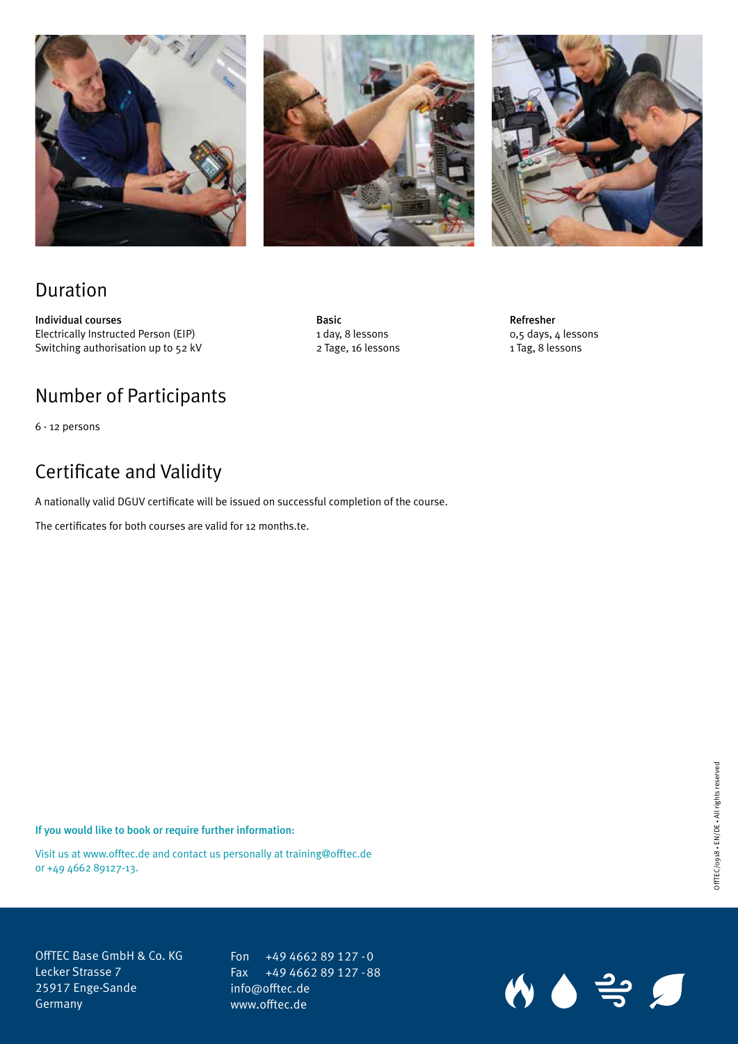## Duration

| | Basic | Refresher |
|---|---|---|
| **Individual courses** | | |
| Electrically Instructed Person (EIP) | 1 day, 8 lessons | 0,5 days, 4 lessons |
| Switching authorisation up to 52 kV | 2 Tage, 16 lessons | 1 Tag, 8 lessons |

## Number of Participants

6 - 12 persons

## Certificate and Validity

A nationally valid DGUV certificate will be issued on successful completion of the course.

The certificates for both courses are valid for 12 months.te.

**If you would like to book or require further information:**

Visit us at www.offtec.de and contact us personally at training@offtec.de or +49 4662 89127-13.

OffTEC/0918 • EN/DE • All rights reserved

OffTEC Base GmbH & Co. KG
Lecker Strasse 7
25917 Enge-Sande
Germany

Fon +49 4662 89 127 - 0
Fax +49 4662 89 127 - 88
info@offtec.de
www.offtec.de